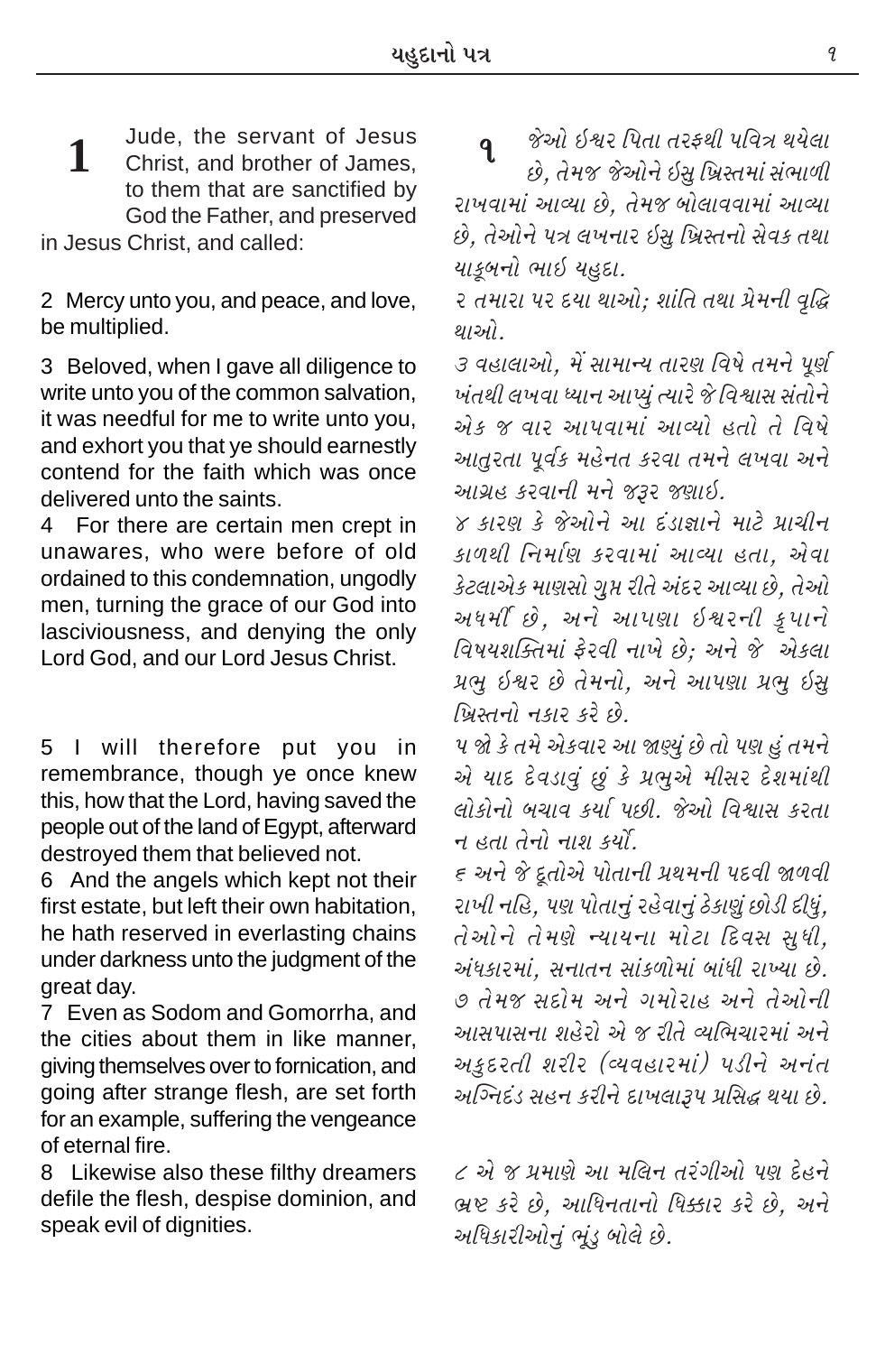**1** Jude, the servant of Jesus Christ, and brother of James, to them that are sanctified by God the Father, and preserved in Jesus Christ, and called:

2 Mercy unto you, and peace, and love, be multiplied.

3 Beloved, when I gave all diligence to write unto you of the common salvation, it was needful for me to write unto you, and exhort you that ye should earnestly contend for the faith which was once delivered unto the saints.

4 For there are certain men crept in unawares, who were before of old ordained to this condemnation, ungodly men, turning the grace of our God into lasciviousness, and denying the only Lord God, and our Lord Jesus Christ.

5 I will therefore put you in remembrance, though ye once knew this, how that the Lord, having saved the people out of the land of Egypt, afterward destroyed them that believed not.

6 And the angels which kept not their first estate, but left their own habitation, he hath reserved in everlasting chains under darkness unto the judgment of the great day.

7 Even as Sodom and Gomorrha, and the cities about them in like manner, giving themselves over to fornication, and going after strange flesh, are set forth for an example, suffering the vengeance of eternal fire.

8 Likewise also these filthy dreamers defile the flesh, despise dominion, and speak evil of dignities.

**૧** જેઓ ઈશ્વર પિતા તરફથી પવિત્ર થયેલા છે, તેમજ જેઓને ઈસુ ખ્રિસ્તમાં સંભાળી રાખવામાં આવ્યા છે, તેમજ બોલાવવામાં આવ્યા છે, તેઓને પત્ર લખનાર ઈસુ ખ્રિસ્તનો સેવક તથા યાકૂબનો ભાઈ યહુદા.

૨ તમારા પર દયા થાઓ; શાંતિ તથા પ્રેમની વૃદ્ધિ થાઓ.

૩ વહાલાઓ, મેં સામાન્ય તારણ વિષે તમને પૂર્ણ ખંતથી લખવા ધ્યાન આપ્યું ત્યારે જે વિશ્વાસ સંતોને એક જ વાર આપવામાં આવ્યો હતો તે વિષે આતુરતા પૂર્વક મહેનત કરવા તમને લખવા અને આગ્રહ કરવાની મને જરૂર જણાઈ.

૪ કારણ કે જેઓને આ દંડાજ્ઞાને માટે પ્રાચીન કાળથી નિર્માણ કરવામાં આવ્યા હતા, એવા કેટલાએક માણસો ગુપ્ત રીતે અંદર આવ્યા છે, તેઓ અધર્મી છે, અને આપણા ઈશ્વરની કૃપાને વિષયશક્તિમાં ફેરવી નાખે છે; અને જે એકલા પ્રભુ ઈશ્વર છે તેમનો, અને આપણા પ્રભુ ઈસુ ખ્રિસ્તનો નકાર કરે છે.

૫ જો કે તમે એકવાર આ જાણ્યું છે તો પણ હું તમને એ યાદ દેવડાવું છું કે પ્રભુએ મીસર દેશમાંથી લોકોનો બચાવ કર્યા પછી. જેઓ વિશ્વાસ કરતા ન હતા તેનો નાશ કર્યો.

૬ અને જે દૂતોએ પોતાની પ્રથમની પદવી જાળવી રાખી નહિ, પણ પોતાનું રહેવાનું ઠેકાણું છોડી દીધું, તેઓને તેમણે ન્યાયના મોટા દિવસ સુધી, અંધકારમાં, સનાતન સાંકળોમાં બાંધી રાખ્યા છે.

૭ તેમજ સદોમ અને ગમોરાહ અને તેઓની આસપાસના શહેરો એ જ રીતે વ્યભિચારમાં અને અકુદરતી શરીર (વ્યવહારમાં) પડીને અનંત અગ્નિદંડ સહન કરીને દાખલારૂપ પ્રસિદ્ધ થયા છે.

૮ એ જ પ્રમાણે આ મલિન તરંગીઓ પણ દેહને ભ્રષ્ટ કરે છે, આધિનતાનો ધિક્કાર કરે છે, અને અધિકારીઓનું ભૂંડુ બોલે છે.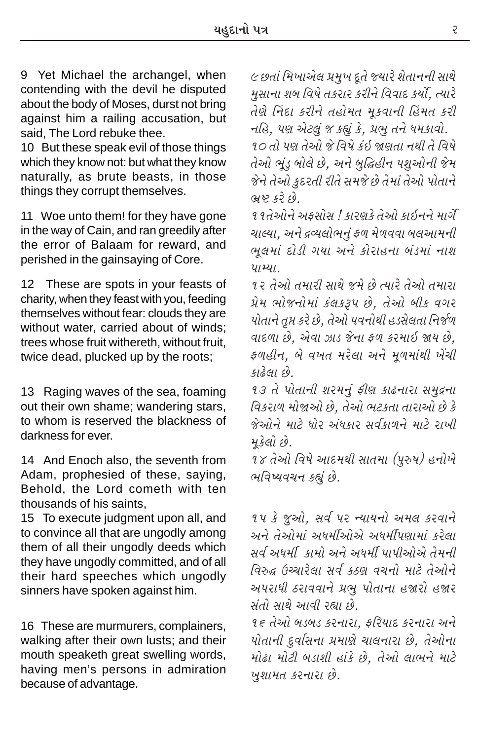9 Yet Michael the archangel, when contending with the devil he disputed about the body of Moses, durst not bring against him a railing accusation, but said, The Lord rebuke thee.

૯ છતાં મિખાએલ પ્રમુખ દૂતે જ્યારે શેતાનની સાથે મુસાના શબ વિષે તકરાર કરીને વિવાદ કર્યો, ત્યારે તેણે નિંદા કરીને તહોમત મૂકવાની હિંમત કરી નહિ, પણ એટલું જ કહ્યું કે, પ્રભુ તને ધમકાવો.

10 But these speak evil of those things which they know not: but what they know naturally, as brute beasts, in those things they corrupt themselves.

૧૦ તો પણ તેઓ જે વિષે કંઈ જાણતા નથી તે વિષે તેઓ ભૂંડુ બોલે છે, અને બુદ્ધિહીન પશુઓની જેમ જેને તેઓ કુદરતી રીતે સમજે છે તેમાં તેઓ પોતાને ભ્રષ્ટ કરે છે.

11 Woe unto them! for they have gone in the way of Cain, and ran greedily after the error of Balaam for reward, and perished in the gainsaying of Core.

૧૧ તેઓને અફસોસ ! કારણકે તેઓ કાઈનને માર્ગે ચાલ્યા, અને દ્રવ્યલોભનું ફળ મેળવવા બલઆમની ભૂલમાં દોડી ગયા અને કોરાહના બંડમાં નાશ પામ્યા.

12 These are spots in your feasts of charity, when they feast with you, feeding themselves without fear: clouds they are without water, carried about of winds; trees whose fruit withereth, without fruit, twice dead, plucked up by the roots;

૧૨ તેઓ તમારી સાથે જમે છે ત્યારે તેઓ તમારા પ્રેમ ભોજનોમાં કંલકરૂપ છે, તેઓ બીક વગર પોતાને તૃપ્ત કરે છે, તેઓ પવનોથી હડસેલતા નિર્જળ વાદળા છે, એવા ઝાડ જેના ફળ કરમાઈ જાય છે, ફળહીન, બે વખત મરેલા અને મૂળમાંથી ખેંચી કાઢેલા છે.

13 Raging waves of the sea, foaming out their own shame; wandering stars, to whom is reserved the blackness of darkness for ever.

૧૩ તે પોતાની શરમનું ફીણ કાઢનારા સમુદ્રના વિકરાળ મોજાઓ છે, તેઓ ભટકતા તારાઓ છે કે જેઓને માટે ઘોર અંધકાર સર્વકાળને માટે રાખી મૂકેલો છે.

14 And Enoch also, the seventh from Adam, prophesied of these, saying, Behold, the Lord cometh with ten thousands of his saints,

૧૪ તેઓ વિષે આદમથી સાતમા (પુરુષ) હનોખે ભવિષ્યવચન કહ્યું છે.

15 To execute judgment upon all, and to convince all that are ungodly among them of all their ungodly deeds which they have ungodly committed, and of all their hard speeches which ungodly sinners have spoken against him.

૧૫ કે જુઓ, સર્વ પર ન્યાયનો અમલ કરવાને અને તેઓમાં અધર્મીઓએ અધર્મીપણામાં કરેલા સર્વ અધર્મી કામો અને અધર્મી પાપીઓએ તેમની વિરુદ્ધ ઉચ્ચારેલા સર્વ કઠણ વચનો માટે તેઓને અપરાધી ઠરાવવાને પ્રભુ પોતાના હજારો હજાર સંતો સાથે આવી રહ્યા છે.

16 These are murmurers, complainers, walking after their own lusts; and their mouth speaketh great swelling words, having men's persons in admiration because of advantage.

૧૬ તેઓ બડબડ કરનારા, ફરિયાદ કરનારા અને પોતાની દુર્વાસના પ્રમાણે ચાલનારા છે, તેઓના મોઢા મોટી બડાશી હાંકે છે, તેઓ લાભને માટે ખુશામત કરનારા છે.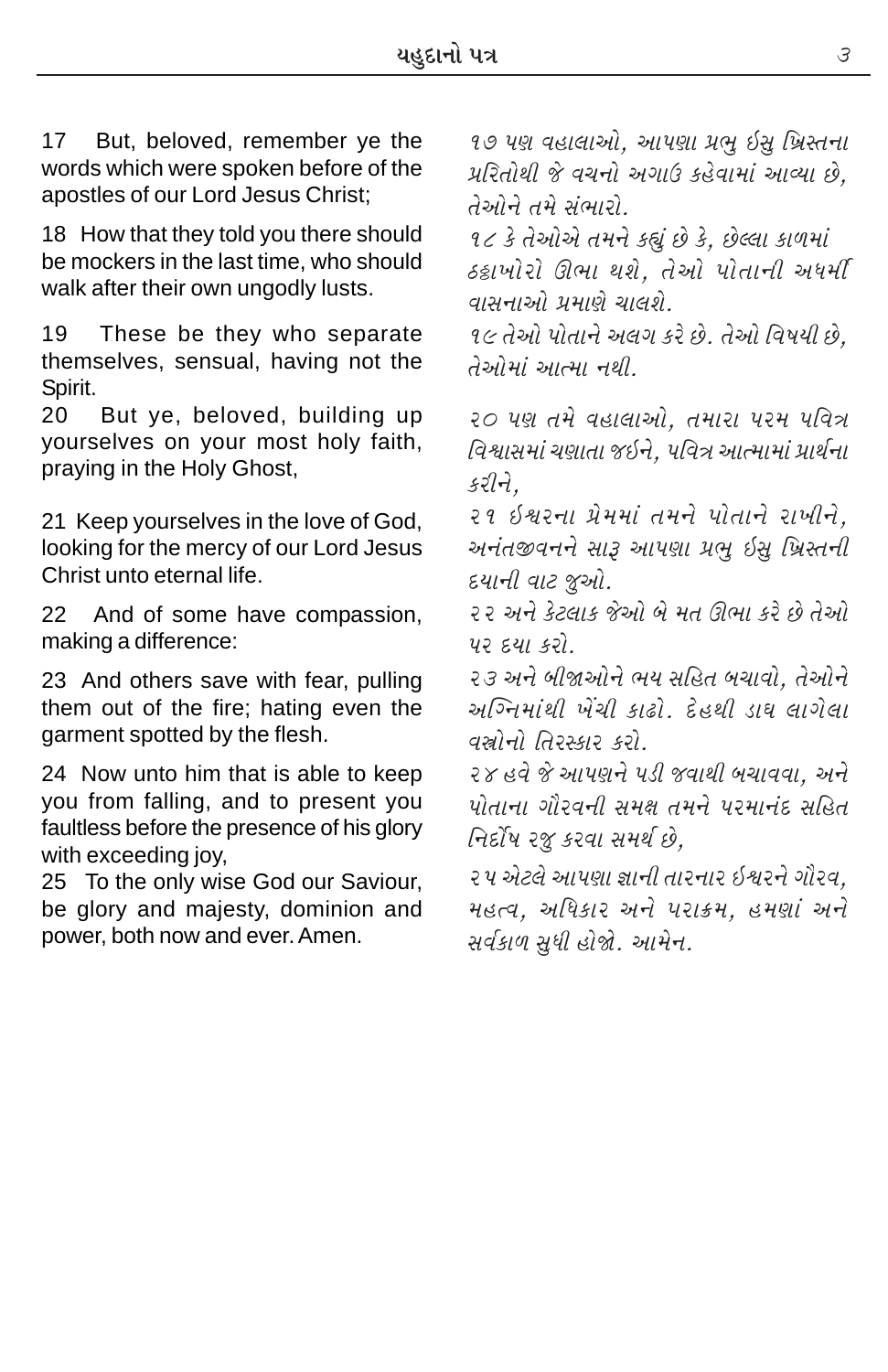17 But, beloved, remember ye the words which were spoken before of the apostles of our Lord Jesus Christ;

18 How that they told you there should be mockers in the last time, who should walk after their own ungodly lusts.

19 These be they who separate themselves, sensual, having not the Spirit.

20 But ye, beloved, building up yourselves on your most holy faith, praying in the Holy Ghost,

21 Keep yourselves in the love of God, looking for the mercy of our Lord Jesus Christ unto eternal life.

22 And of some have compassion, making a difference:

23 And others save with fear, pulling them out of the fire; hating even the garment spotted by the flesh.

24 Now unto him that is able to keep you from falling, and to present you faultless before the presence of his glory with exceeding joy,

25 To the only wise God our Saviour, be glory and majesty, dominion and power, both now and ever. Amen.

*૧૭ પણ વહાલાઓ, આપણા પ્રભુ ઈસુ ખ્રિસ્તના પ્રરિતોથી જે વચનો અગાઉ કહેવામાં આવ્યા છે, તેઓને તમે સંભારો.*

*૧૮ કે તેઓએ તમને કહ્યું છે કે, છેલ્લા કાળમાં ઠઠ્ઠાખોરો ઊભા થશે, તેઓ પોતાની અધર્મી વાસનાઓ પ્રમાણે ચાલશે.*

*૧૯ તેઓ પોતાને અલગ કરે છે. તેઓ વિષયી છે, તેઓમાં આત્મા નથી.*

*૨૦ પણ તમે વહાલાઓ, તમારા પરમ પવિત્ર વિશ્વાસમાં ચણાતા જઈને, પવિત્ર આત્મામાં પ્રાર્થના કરીને,*

*૨૧ ઈશ્વરના પ્રેમમાં તમને પોતાને રાખીને, અનંતજીવનને સારૂ આપણા પ્રભુ ઈસુ ખ્રિસ્તની દયાની વાટ જુઓ.*

*૨૨ અને કેટલાક જેઓ બે મત ઊભા કરે છે તેઓ પર દયા કરો.*

*૨૩ અને બીજાઓને ભય સહિત બચાવો, તેઓને અગ્નિમાંથી ખેંચી કાઢો. દેહથી ડાઘ લાગેલા વસ્ત્રોનો તિરસ્કાર કરો.*

*૨૪ હવે જે આપણને પડી જવાથી બચાવવા, અને પોતાના ગૌરવની સમક્ષ તમને પરમાનંદ સહિત નિર્દોષ રજુ કરવા સમર્થ છે,*

*૨૫ એટલે આપણા જ્ઞાની તારનાર ઈશ્વરને ગૌરવ, મહત્વ, અધિકાર અને પરાક્રમ, હમણાં અને સર્વકાળ સુધી હોજો. આમેન.*